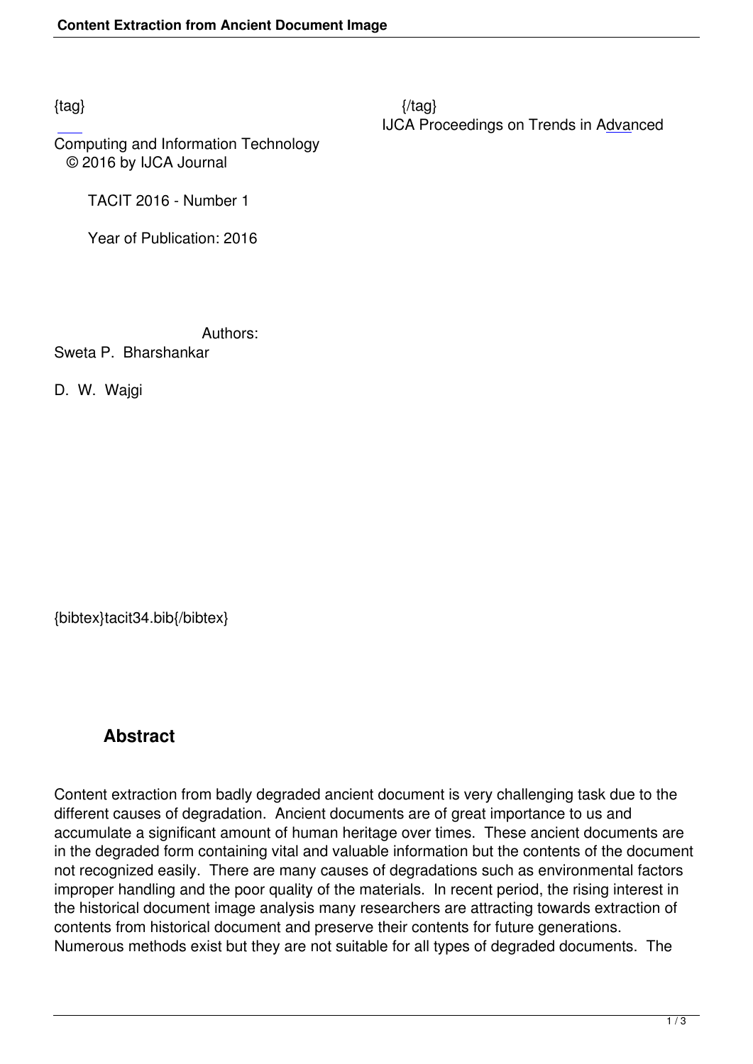{tag} {/tag}

IJCA Proceedings on Trends in Advanced Computing and Information Technology

© 2016 by IJCA Journal

TACIT 2016 - Number 1

Year of Publication: 2016

Authors:

Sweta P. Bharshankar

D. W. Wajgi

{bibtex}tacit34.bib{/bibtex}

## Abstract

Content extraction from badly degraded ancient document is very challenging task due to the different causes of degradation. Ancient documents are of great importance to us and accumulate a significant amount of human heritage over times. These ancient documents are in the degraded form containing vital and valuable information but the contents of the document not recognized easily. There are many causes of degradations such as environmental factors improper handling and the poor quality of the materials. In recent period, the rising interest in the historical document image analysis many researchers are attracting towards extraction of contents from historical document and preserve their contents for future generations. Numerous methods exist but they are not suitable for all types of degraded documents. The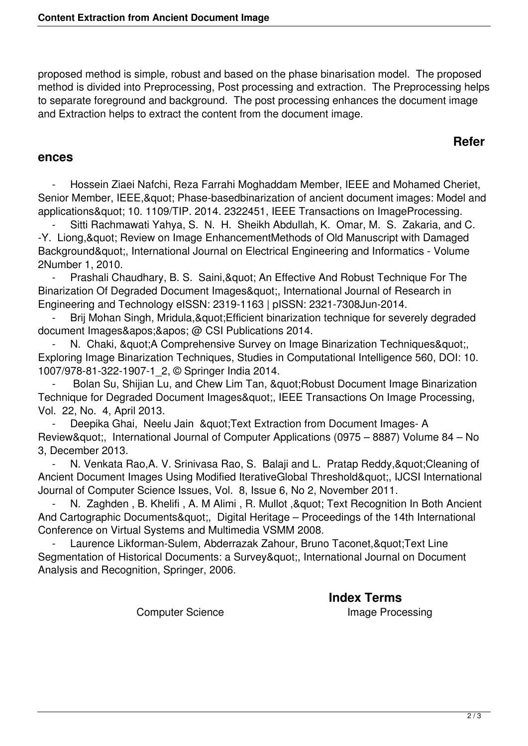proposed method is simple, robust and based on the phase binarisation model. The proposed method is divided into Preprocessing, Post processing and extraction. The Preprocessing helps to separate foreground and background. The post processing enhances the document image and Extraction helps to extract the content from the document image.

## References

- Hossein Ziaei Nafchi, Reza Farrahi Moghaddam Member, IEEE and Mohamed Cheriet, Senior Member, IEEE,&quot; Phase-basedbinarization of ancient document images: Model and applications&quot; 10. 1109/TIP. 2014. 2322451, IEEE Transactions on ImageProcessing.
- Sitti Rachmawati Yahya, S. N. H. Sheikh Abdullah, K. Omar, M. S. Zakaria, and C. -Y. Liong,&quot; Review on Image EnhancementMethods of Old Manuscript with Damaged Background&quot;, International Journal on Electrical Engineering and Informatics - Volume 2Number 1, 2010.
- Prashali Chaudhary, B. S. Saini,&quot; An Effective And Robust Technique For The Binarization Of Degraded Document Images&quot;, International Journal of Research in Engineering and Technology eISSN: 2319-1163 | pISSN: 2321-7308Jun-2014.
- Brij Mohan Singh, Mridula,&quot;Efficient binarization technique for severely degraded document Images&apos;&apos; @ CSI Publications 2014.
- N. Chaki, &quot;A Comprehensive Survey on Image Binarization Techniques&quot;, Exploring Image Binarization Techniques, Studies in Computational Intelligence 560, DOI: 10. 1007/978-81-322-1907-1_2, © Springer India 2014.
- Bolan Su, Shijian Lu, and Chew Lim Tan, &quot;Robust Document Image Binarization Technique for Degraded Document Images&quot;, IEEE Transactions On Image Processing, Vol. 22, No. 4, April 2013.
- Deepika Ghai, Neelu Jain &quot;Text Extraction from Document Images- A Review&quot;, International Journal of Computer Applications (0975 – 8887) Volume 84 – No 3, December 2013.
- N. Venkata Rao,A. V. Srinivasa Rao, S. Balaji and L. Pratap Reddy,&quot;Cleaning of Ancient Document Images Using Modified IterativeGlobal Threshold&quot;, IJCSI International Journal of Computer Science Issues, Vol. 8, Issue 6, No 2, November 2011.
- N. Zaghden , B. Khelifi , A. M Alimi , R. Mullot ,&quot; Text Recognition In Both Ancient And Cartographic Documents&quot;, Digital Heritage – Proceedings of the 14th International Conference on Virtual Systems and Multimedia VSMM 2008.
- Laurence Likforman-Sulem, Abderrazak Zahour, Bruno Taconet,&quot;Text Line Segmentation of Historical Documents: a Survey&quot;, International Journal on Document Analysis and Recognition, Springer, 2006.

## Index Terms

Computer Science Image Processing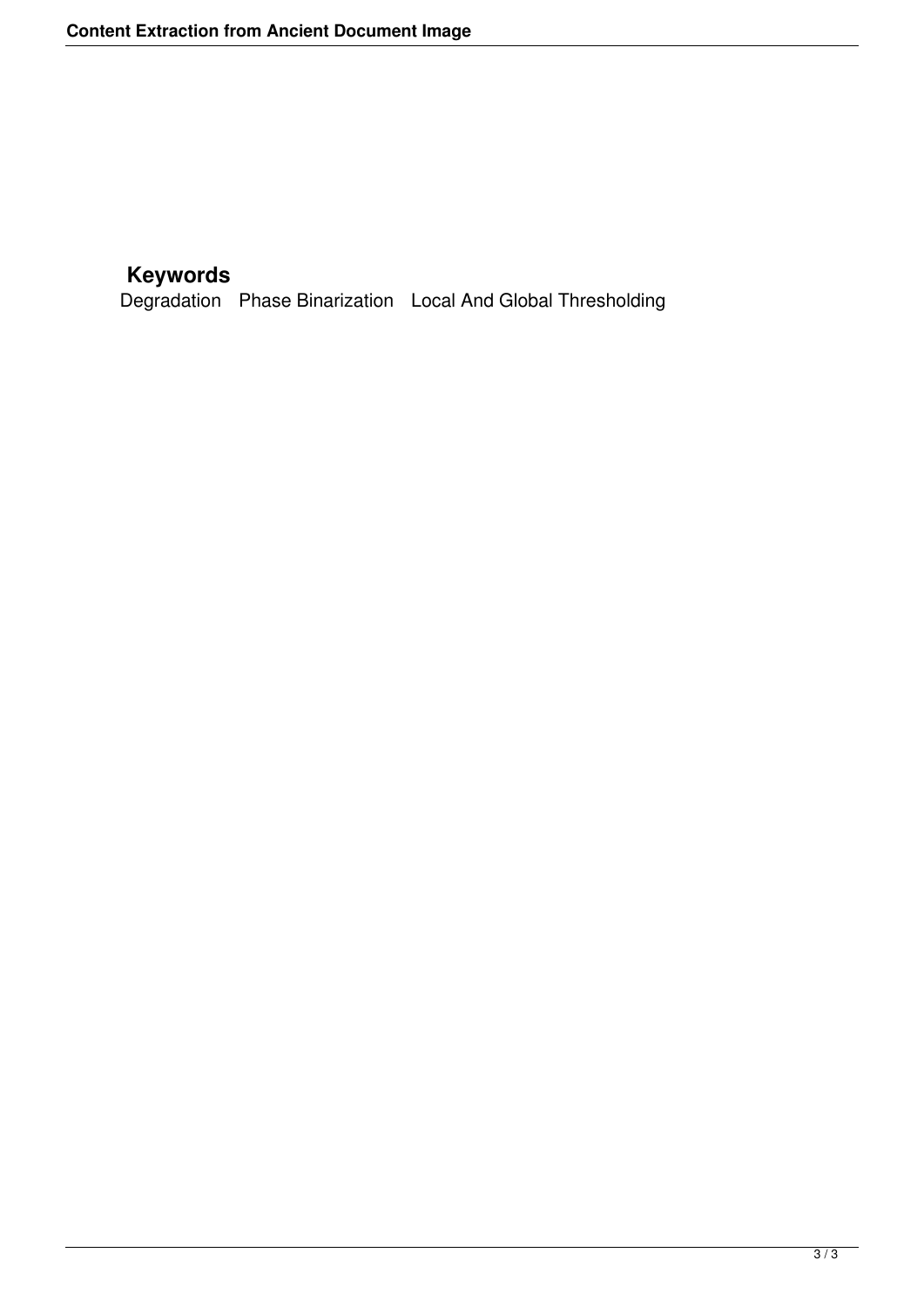## Keywords

Degradation Phase Binarization Local And Global Thresholding